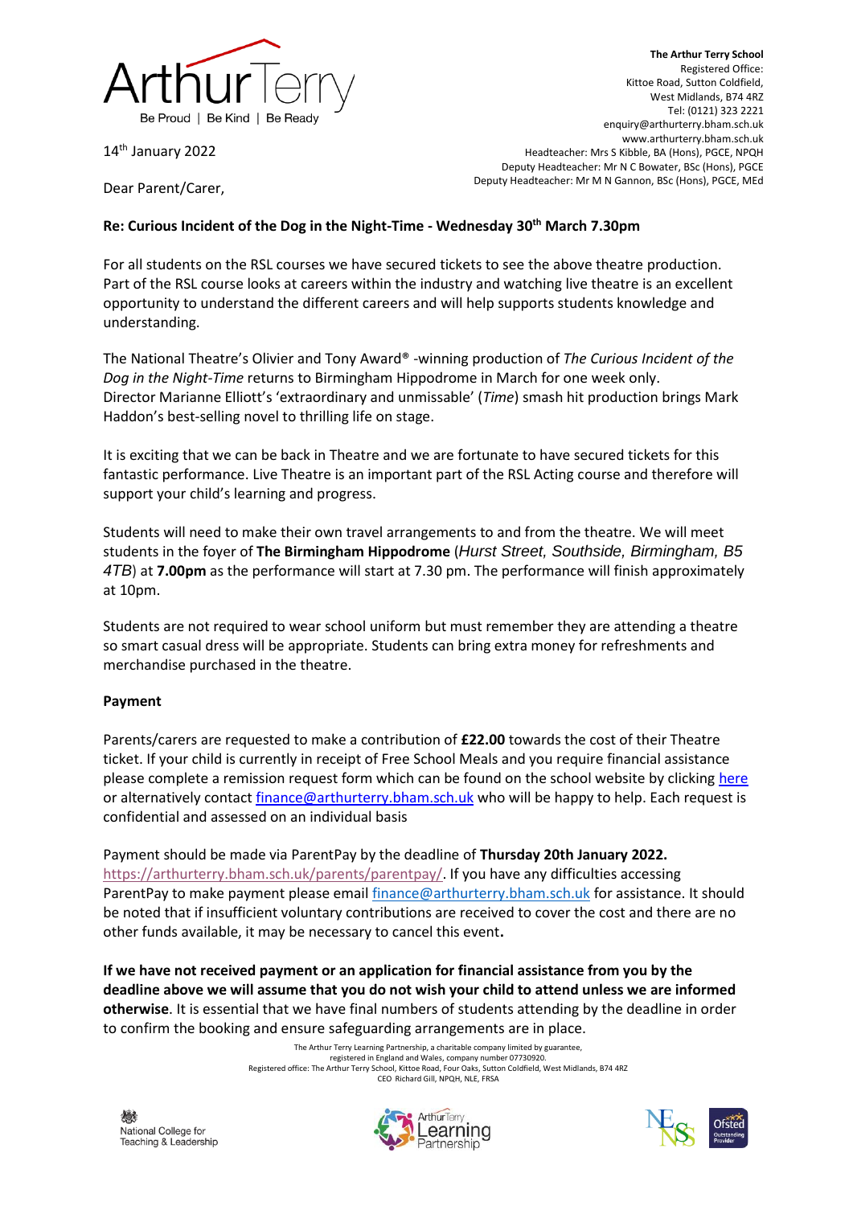**The Arthur Terry School**
Registered Office:
Kittoe Road, Sutton Coldfield,
West Midlands, B74 4RZ
Tel: (0121) 323 2221
enquiry@arthurterry.bham.sch.uk
www.arthurterry.bham.sch.uk
Headteacher: Mrs S Kibble, BA (Hons), PGCE, NPQH
Deputy Headteacher: Mr N C Bowater, BSc (Hons), PGCE
Deputy Headteacher: Mr M N Gannon, BSc (Hons), PGCE, MEd

14th January 2022

Dear Parent/Carer,

**Re: Curious Incident of the Dog in the Night-Time - Wednesday 30th March 7.30pm**

For all students on the RSL courses we have secured tickets to see the above theatre production. Part of the RSL course looks at careers within the industry and watching live theatre is an excellent opportunity to understand the different careers and will help supports students knowledge and understanding.

The National Theatre's Olivier and Tony Award® -winning production of *The Curious Incident of the Dog in the Night-Time* returns to Birmingham Hippodrome in March for one week only. Director Marianne Elliott's 'extraordinary and unmissable' (*Time*) smash hit production brings Mark Haddon's best-selling novel to thrilling life on stage.

It is exciting that we can be back in Theatre and we are fortunate to have secured tickets for this fantastic performance. Live Theatre is an important part of the RSL Acting course and therefore will support your child's learning and progress.

Students will need to make their own travel arrangements to and from the theatre. We will meet students in the foyer of **The Birmingham Hippodrome** (*Hurst Street, Southside, Birmingham, B5 4TB*) at **7.00pm** as the performance will start at 7.30 pm. The performance will finish approximately at 10pm.

Students are not required to wear school uniform but must remember they are attending a theatre so smart casual dress will be appropriate. Students can bring extra money for refreshments and merchandise purchased in the theatre.

**Payment**

Parents/carers are requested to make a contribution of **£22.00** towards the cost of their Theatre ticket. If your child is currently in receipt of Free School Meals and you require financial assistance please complete a remission request form which can be found on the school website by clicking here or alternatively contact finance@arthurterry.bham.sch.uk who will be happy to help. Each request is confidential and assessed on an individual basis

Payment should be made via ParentPay by the deadline of **Thursday 20th January 2022.** https://arthurterry.bham.sch.uk/parents/parentpay/. If you have any difficulties accessing ParentPay to make payment please email finance@arthurterry.bham.sch.uk for assistance. It should be noted that if insufficient voluntary contributions are received to cover the cost and there are no other funds available, it may be necessary to cancel this event**.**

**If we have not received payment or an application for financial assistance from you by the deadline above we will assume that you do not wish your child to attend unless we are informed otherwise**. It is essential that we have final numbers of students attending by the deadline in order to confirm the booking and ensure safeguarding arrangements are in place.

The Arthur Terry Learning Partnership, a charitable company limited by guarantee, registered in England and Wales, company number 07730920.
Registered office: The Arthur Terry School, Kittoe Road, Four Oaks, Sutton Coldfield, West Midlands, B74 4RZ
CEO Richard Gill, NPQH, NLE, FRSA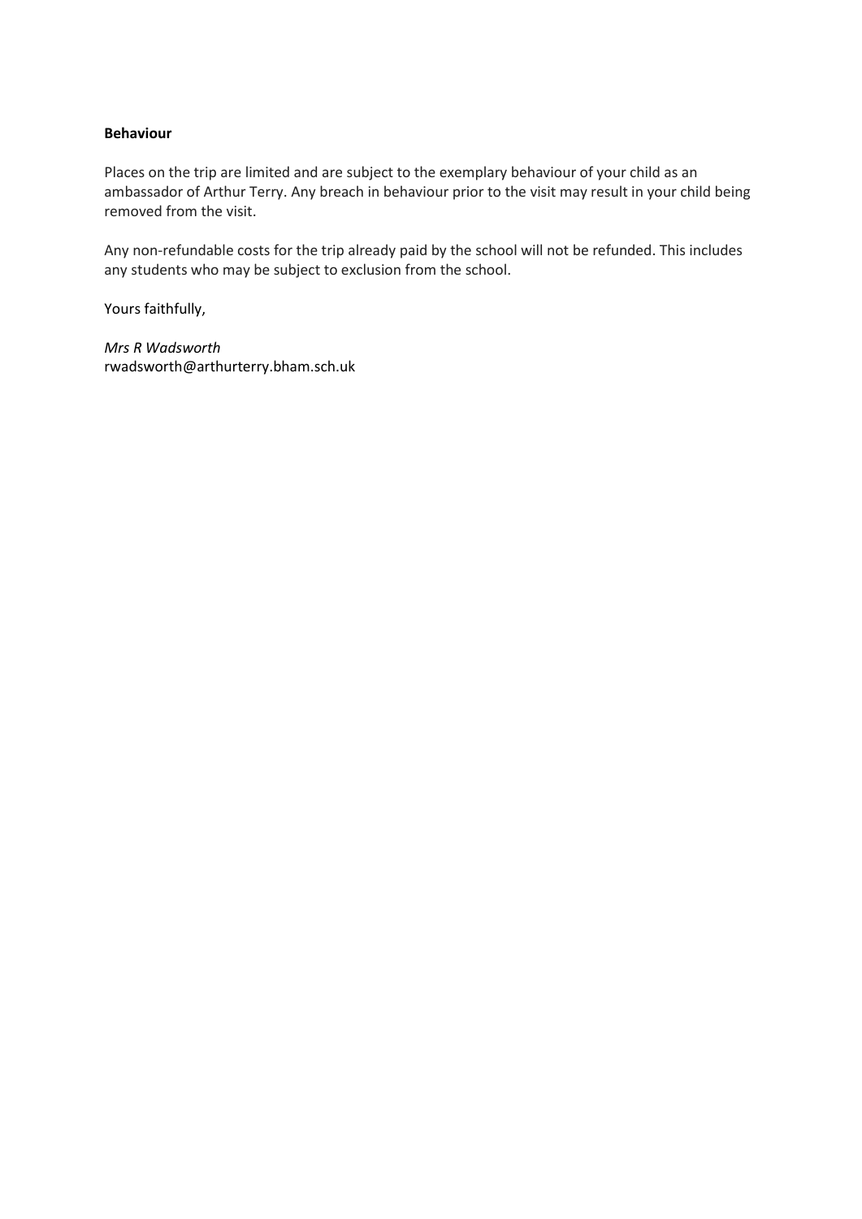**Behaviour**

Places on the trip are limited and are subject to the exemplary behaviour of your child as an ambassador of Arthur Terry. Any breach in behaviour prior to the visit may result in your child being removed from the visit.

Any non-refundable costs for the trip already paid by the school will not be refunded. This includes any students who may be subject to exclusion from the school.

Yours faithfully,

*Mrs R Wadsworth*
rwadsworth@arthurterry.bham.sch.uk